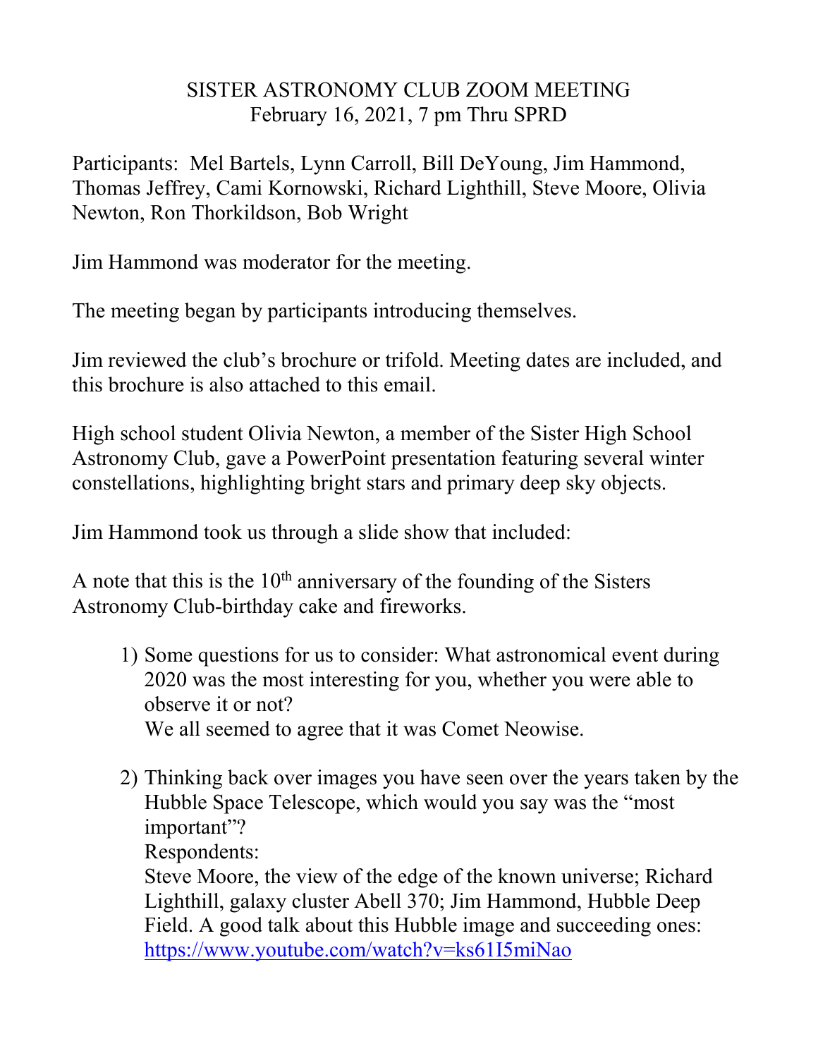# SISTER ASTRONOMY CLUB ZOOM MEETING
February 16, 2021, 7 pm Thru SPRD

Participants: Mel Bartels, Lynn Carroll, Bill DeYoung, Jim Hammond, Thomas Jeffrey, Cami Kornowski, Richard Lighthill, Steve Moore, Olivia Newton, Ron Thorkildson, Bob Wright

Jim Hammond was moderator for the meeting.

The meeting began by participants introducing themselves.

Jim reviewed the club's brochure or trifold. Meeting dates are included, and this brochure is also attached to this email.

High school student Olivia Newton, a member of the Sister High School Astronomy Club, gave a PowerPoint presentation featuring several winter constellations, highlighting bright stars and primary deep sky objects.

Jim Hammond took us through a slide show that included:

A note that this is the 10th anniversary of the founding of the Sisters Astronomy Club-birthday cake and fireworks.

1) Some questions for us to consider: What astronomical event during 2020 was the most interesting for you, whether you were able to observe it or not?
   We all seemed to agree that it was Comet Neowise.

2) Thinking back over images you have seen over the years taken by the Hubble Space Telescope, which would you say was the "most important"?
   Respondents:
   Steve Moore, the view of the edge of the known universe; Richard Lighthill, galaxy cluster Abell 370; Jim Hammond, Hubble Deep Field. A good talk about this Hubble image and succeeding ones: https://www.youtube.com/watch?v=ks61I5miNao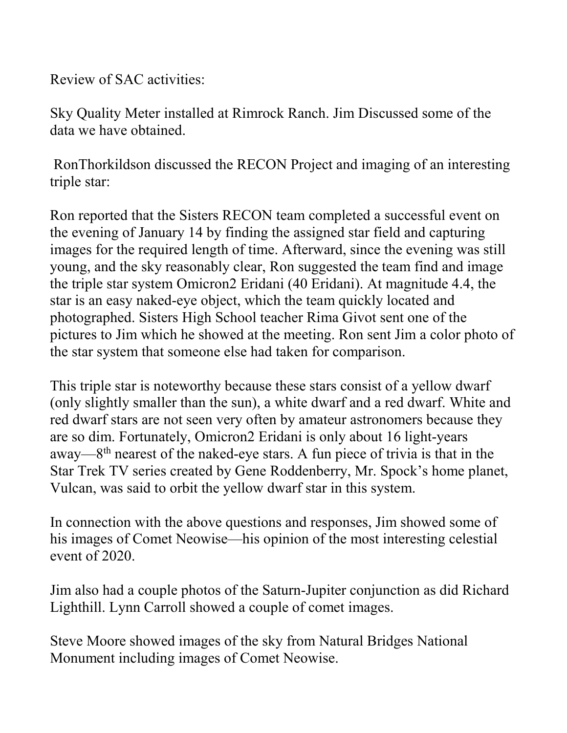Review of SAC activities:

Sky Quality Meter installed at Rimrock Ranch. Jim Discussed some of the data we have obtained.

RonThorkildson discussed the RECON Project and imaging of an interesting triple star:

Ron reported that the Sisters RECON team completed a successful event on the evening of January 14 by finding the assigned star field and capturing images for the required length of time. Afterward, since the evening was still young, and the sky reasonably clear, Ron suggested the team find and image the triple star system Omicron2 Eridani (40 Eridani). At magnitude 4.4, the star is an easy naked-eye object, which the team quickly located and photographed. Sisters High School teacher Rima Givot sent one of the pictures to Jim which he showed at the meeting. Ron sent Jim a color photo of the star system that someone else had taken for comparison.

This triple star is noteworthy because these stars consist of a yellow dwarf (only slightly smaller than the sun), a white dwarf and a red dwarf. White and red dwarf stars are not seen very often by amateur astronomers because they are so dim. Fortunately, Omicron2 Eridani is only about 16 light-years away—8th nearest of the naked-eye stars. A fun piece of trivia is that in the Star Trek TV series created by Gene Roddenberry, Mr. Spock's home planet, Vulcan, was said to orbit the yellow dwarf star in this system.

In connection with the above questions and responses, Jim showed some of his images of Comet Neowise—his opinion of the most interesting celestial event of 2020.

Jim also had a couple photos of the Saturn-Jupiter conjunction as did Richard Lighthill. Lynn Carroll showed a couple of comet images.

Steve Moore showed images of the sky from Natural Bridges National Monument including images of Comet Neowise.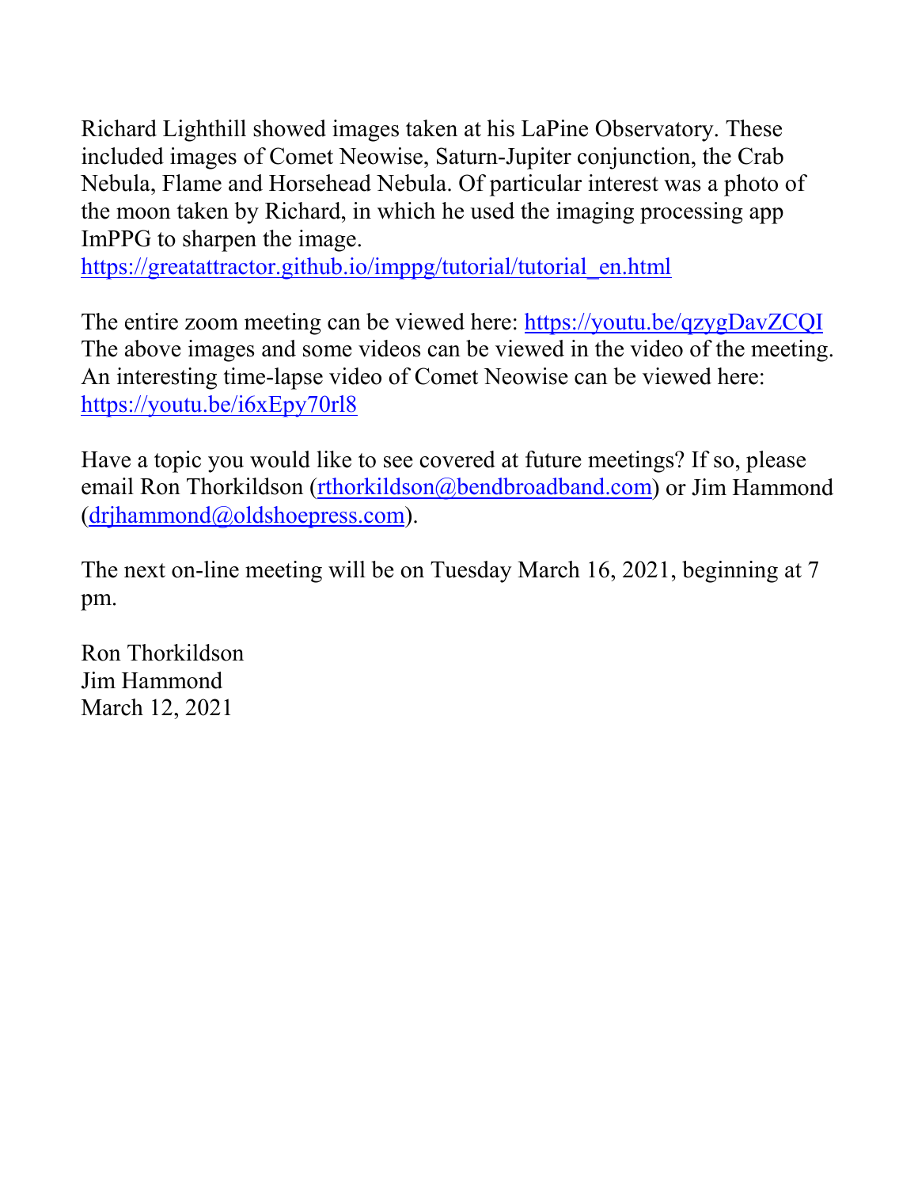Richard Lighthill showed images taken at his LaPine Observatory. These included images of Comet Neowise, Saturn-Jupiter conjunction, the Crab Nebula, Flame and Horsehead Nebula. Of particular interest was a photo of the moon taken by Richard, in which he used the imaging processing app ImPPG to sharpen the image.
https://greatattractor.github.io/imppg/tutorial/tutorial_en.html

The entire zoom meeting can be viewed here: https://youtu.be/qzygDavZCQI
The above images and some videos can be viewed in the video of the meeting.
An interesting time-lapse video of Comet Neowise can be viewed here:
https://youtu.be/i6xEpy70rl8

Have a topic you would like to see covered at future meetings? If so, please email Ron Thorkildson (rthorkildson@bendbroadband.com) or Jim Hammond (drjhammond@oldshoepress.com).

The next on-line meeting will be on Tuesday March 16, 2021, beginning at 7 pm.

Ron Thorkildson
Jim Hammond
March 12, 2021